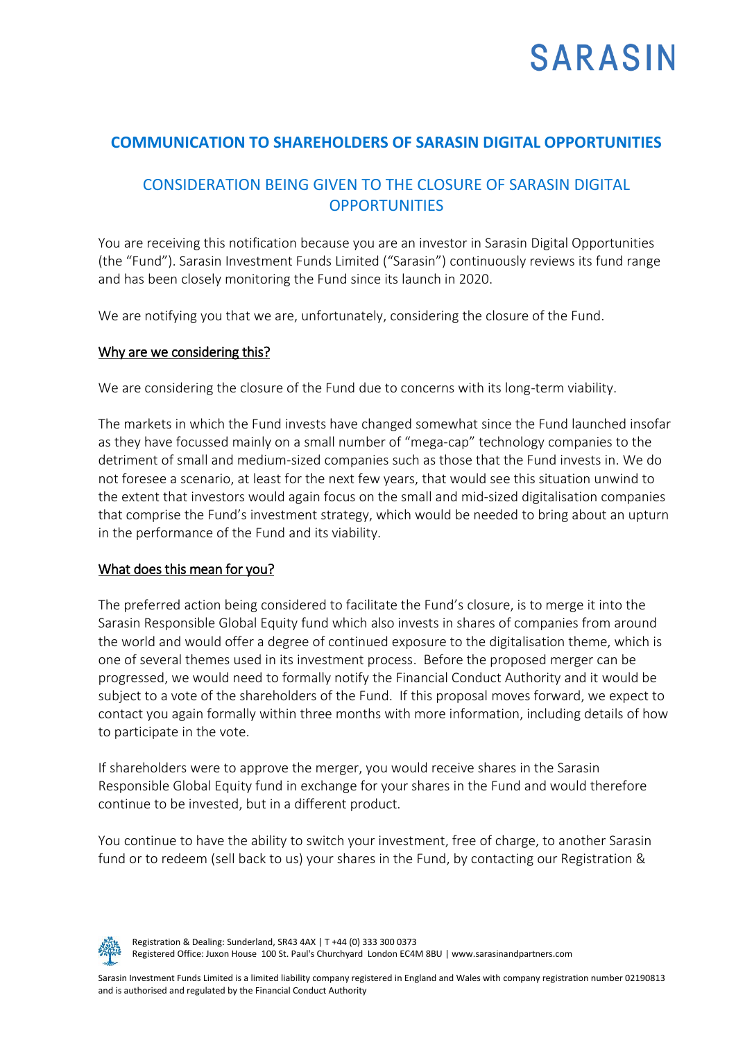# SARASIN

## COMMUNICATION TO SHAREHOLDERS OF SARASIN DIGITAL OPPORTUNITIES

### CONSIDERATION BEING GIVEN TO THE CLOSURE OF SARASIN DIGITAL OPPORTUNITIES

You are receiving this notification because you are an investor in Sarasin Digital Opportunities (the "Fund"). Sarasin Investment Funds Limited ("Sarasin") continuously reviews its fund range and has been closely monitoring the Fund since its launch in 2020.

We are notifying you that we are, unfortunately, considering the closure of the Fund.

**Why are we considering this?**

We are considering the closure of the Fund due to concerns with its long-term viability.

The markets in which the Fund invests have changed somewhat since the Fund launched insofar as they have focussed mainly on a small number of "mega-cap" technology companies to the detriment of small and medium-sized companies such as those that the Fund invests in. We do not foresee a scenario, at least for the next few years, that would see this situation unwind to the extent that investors would again focus on the small and mid-sized digitalisation companies that comprise the Fund's investment strategy, which would be needed to bring about an upturn in the performance of the Fund and its viability.

**What does this mean for you?**

The preferred action being considered to facilitate the Fund's closure, is to merge it into the Sarasin Responsible Global Equity fund which also invests in shares of companies from around the world and would offer a degree of continued exposure to the digitalisation theme, which is one of several themes used in its investment process. Before the proposed merger can be progressed, we would need to formally notify the Financial Conduct Authority and it would be subject to a vote of the shareholders of the Fund. If this proposal moves forward, we expect to contact you again formally within three months with more information, including details of how to participate in the vote.

If shareholders were to approve the merger, you would receive shares in the Sarasin Responsible Global Equity fund in exchange for your shares in the Fund and would therefore continue to be invested, but in a different product.

You continue to have the ability to switch your investment, free of charge, to another Sarasin fund or to redeem (sell back to us) your shares in the Fund, by contacting our Registration &

Registration & Dealing: Sunderland, SR43 4AX | T +44 (0) 333 300 0373
Registered Office: Juxon House 100 St. Paul's Churchyard London EC4M 8BU | www.sarasinandpartners.com

Sarasin Investment Funds Limited is a limited liability company registered in England and Wales with company registration number 02190813 and is authorised and regulated by the Financial Conduct Authority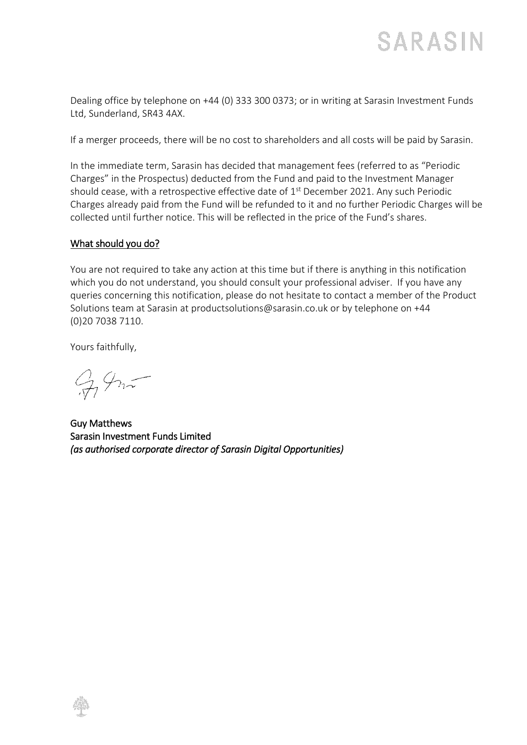Dealing office by telephone on +44 (0) 333 300 0373; or in writing at Sarasin Investment Funds Ltd, Sunderland, SR43 4AX.

If a merger proceeds, there will be no cost to shareholders and all costs will be paid by Sarasin.

In the immediate term, Sarasin has decided that management fees (referred to as "Periodic Charges" in the Prospectus) deducted from the Fund and paid to the Investment Manager should cease, with a retrospective effective date of 1st December 2021. Any such Periodic Charges already paid from the Fund will be refunded to it and no further Periodic Charges will be collected until further notice. This will be reflected in the price of the Fund's shares.

## What should you do?

You are not required to take any action at this time but if there is anything in this notification which you do not understand, you should consult your professional adviser. If you have any queries concerning this notification, please do not hesitate to contact a member of the Product Solutions team at Sarasin at productsolutions@sarasin.co.uk or by telephone on +44 (0)20 7038 7110.

Yours faithfully,

**Guy Matthews**
**Sarasin Investment Funds Limited**
***(as authorised corporate director of Sarasin Digital Opportunities)***